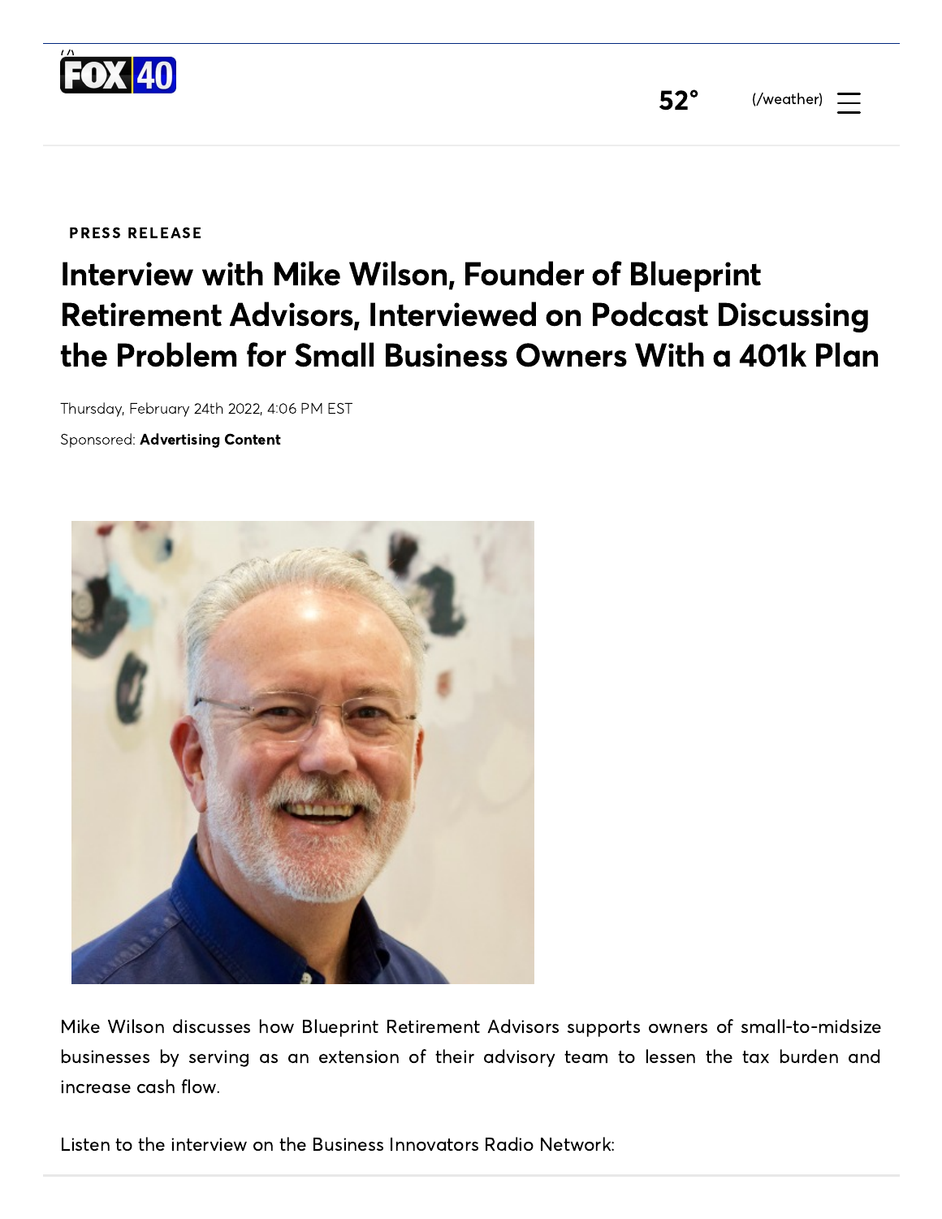PRESS RELEASE

# Interview with Mike Wilson, Founder of Blueprint Retirement Advisors, Interviewed on Podcast Discussing the Problem for Small Business Owners With a 401k Plan

Thursday, February 24th 2022, 4:06 PM EST

Sponsored: **Advertising Content**

Mike Wilson discusses how Blueprint Retirement Advisors supports owners of small-to-midsize businesses by serving as an extension of their advisory team to lessen the tax burden and increase cash flow.

Listen to the interview on the Business Innovators Radio Network: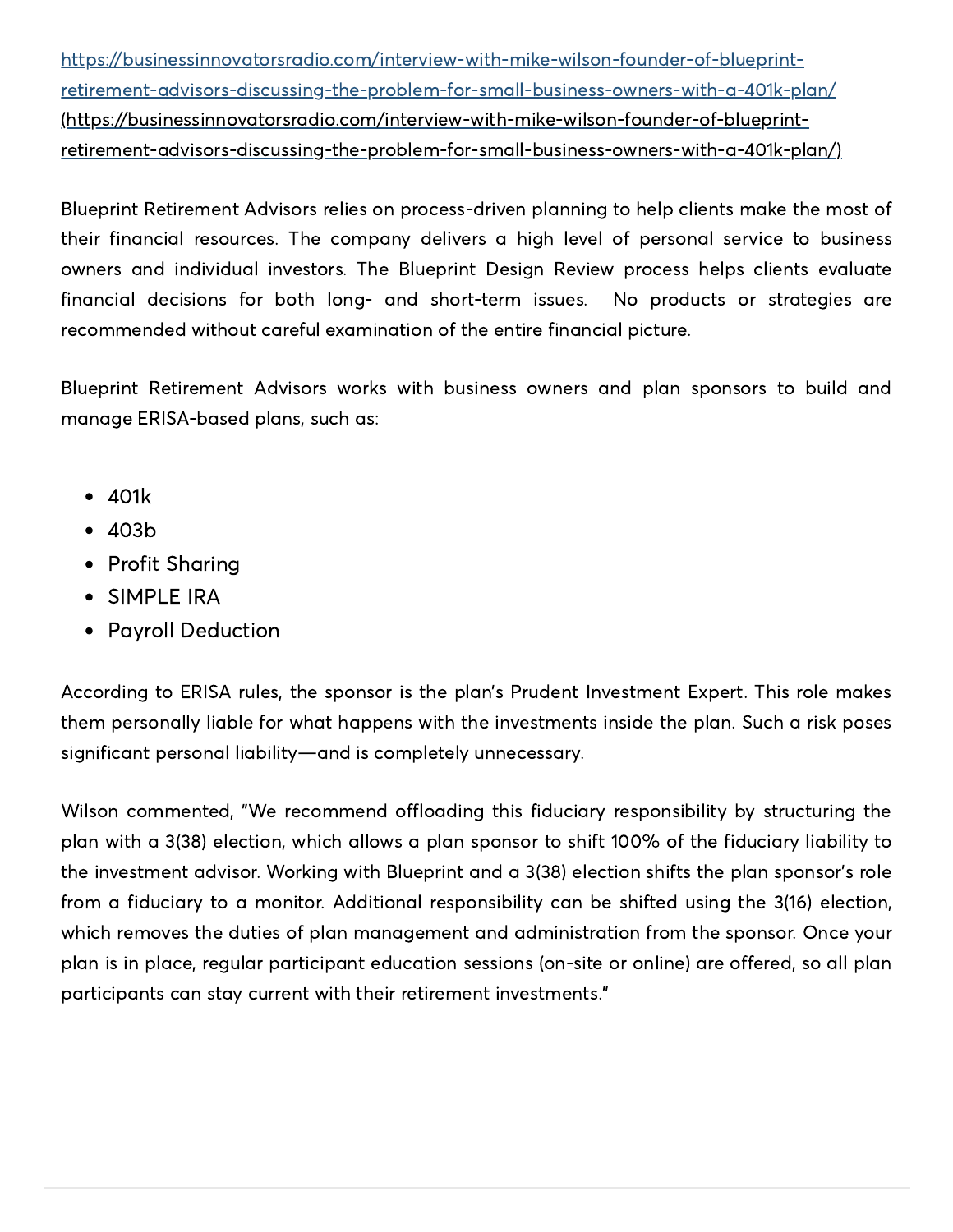https://businessinnovatorsradio.com/interview-with-mike-wilson-founder-of-blueprint-retirement-advisors-discussing-the-problem-for-small-business-owners-with-a-401k-plan/ (https://businessinnovatorsradio.com/interview-with-mike-wilson-founder-of-blueprint-retirement-advisors-discussing-the-problem-for-small-business-owners-with-a-401k-plan/)

Blueprint Retirement Advisors relies on process-driven planning to help clients make the most of their financial resources. The company delivers a high level of personal service to business owners and individual investors. The Blueprint Design Review process helps clients evaluate financial decisions for both long- and short-term issues. No products or strategies are recommended without careful examination of the entire financial picture.

Blueprint Retirement Advisors works with business owners and plan sponsors to build and manage ERISA-based plans, such as:

- 401k
- 403b
- Profit Sharing
- SIMPLE IRA
- Payroll Deduction

According to ERISA rules, the sponsor is the plan's Prudent Investment Expert. This role makes them personally liable for what happens with the investments inside the plan. Such a risk poses significant personal liability—and is completely unnecessary.

Wilson commented, "We recommend offloading this fiduciary responsibility by structuring the plan with a 3(38) election, which allows a plan sponsor to shift 100% of the fiduciary liability to the investment advisor. Working with Blueprint and a 3(38) election shifts the plan sponsor's role from a fiduciary to a monitor. Additional responsibility can be shifted using the 3(16) election, which removes the duties of plan management and administration from the sponsor. Once your plan is in place, regular participant education sessions (on-site or online) are offered, so all plan participants can stay current with their retirement investments."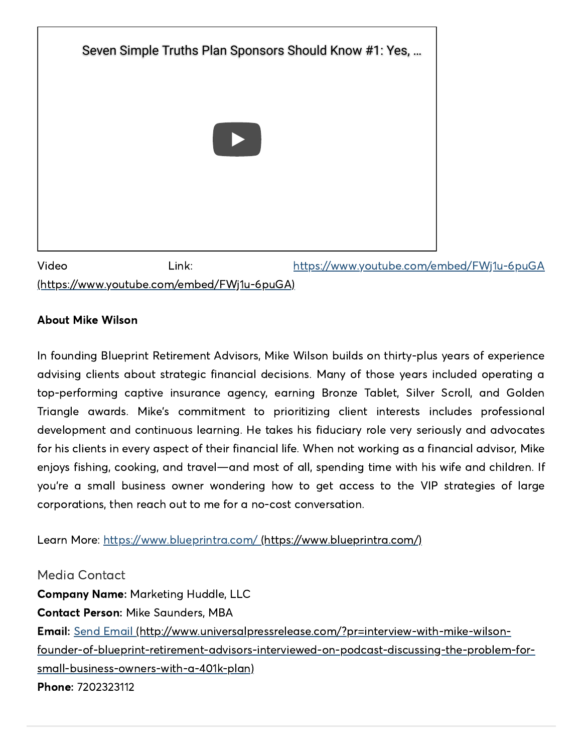Seven Simple Truths Plan Sponsors Should Know #1: Yes, ...

Video Link: https://www.youtube.com/embed/FWj1u-6puGA (https://www.youtube.com/embed/FWj1u-6puGA)

**About Mike Wilson**

In founding Blueprint Retirement Advisors, Mike Wilson builds on thirty-plus years of experience advising clients about strategic financial decisions. Many of those years included operating a top-performing captive insurance agency, earning Bronze Tablet, Silver Scroll, and Golden Triangle awards. Mike's commitment to prioritizing client interests includes professional development and continuous learning. He takes his fiduciary role very seriously and advocates for his clients in every aspect of their financial life. When not working as a financial advisor, Mike enjoys fishing, cooking, and travel—and most of all, spending time with his wife and children. If you're a small business owner wondering how to get access to the VIP strategies of large corporations, then reach out to me for a no-cost conversation.

Learn More: https://www.blueprintra.com/ (https://www.blueprintra.com/)

Media Contact

**Company Name:** Marketing Huddle, LLC

**Contact Person:** Mike Saunders, MBA

**Email:** Send Email (http://www.universalpressrelease.com/?pr=interview-with-mike-wilson-founder-of-blueprint-retirement-advisors-interviewed-on-podcast-discussing-the-problem-for-small-business-owners-with-a-401k-plan)

**Phone:** 7202323112